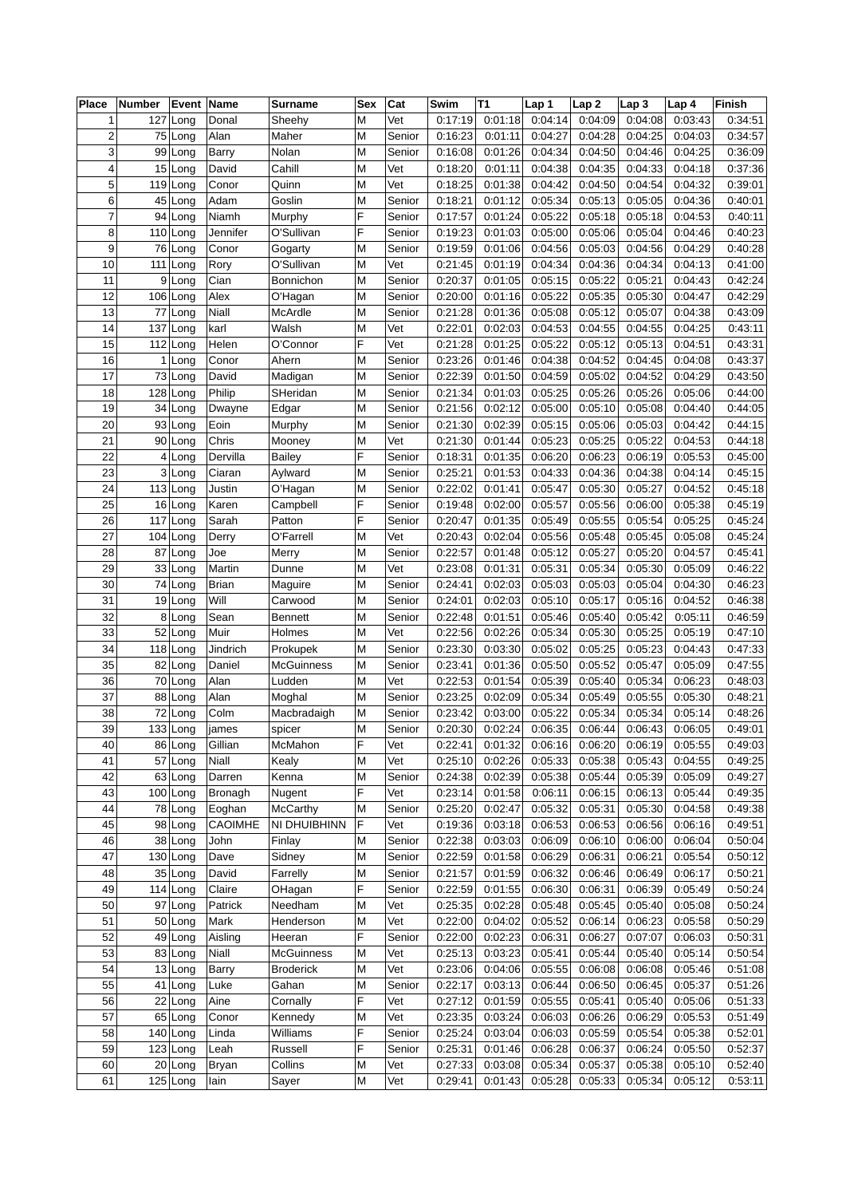| Place | Number | Event | Name | Surname | Sex | Cat | Swim | T1 | Lap 1 | Lap 2 | Lap 3 | Lap 4 | Finish |
|---|---|---|---|---|---|---|---|---|---|---|---|---|---|
| 1 | 127 | Long | Donal | Sheehy | M | Vet | 0:17:19 | 0:01:18 | 0:04:14 | 0:04:09 | 0:04:08 | 0:03:43 | 0:34:51 |
| 2 | 75 | Long | Alan | Maher | M | Senior | 0:16:23 | 0:01:11 | 0:04:27 | 0:04:28 | 0:04:25 | 0:04:03 | 0:34:57 |
| 3 | 99 | Long | Barry | Nolan | M | Senior | 0:16:08 | 0:01:26 | 0:04:34 | 0:04:50 | 0:04:46 | 0:04:25 | 0:36:09 |
| 4 | 15 | Long | David | Cahill | M | Vet | 0:18:20 | 0:01:11 | 0:04:38 | 0:04:35 | 0:04:33 | 0:04:18 | 0:37:36 |
| 5 | 119 | Long | Conor | Quinn | M | Vet | 0:18:25 | 0:01:38 | 0:04:42 | 0:04:50 | 0:04:54 | 0:04:32 | 0:39:01 |
| 6 | 45 | Long | Adam | Goslin | M | Senior | 0:18:21 | 0:01:12 | 0:05:34 | 0:05:13 | 0:05:05 | 0:04:36 | 0:40:01 |
| 7 | 94 | Long | Niamh | Murphy | F | Senior | 0:17:57 | 0:01:24 | 0:05:22 | 0:05:18 | 0:05:18 | 0:04:53 | 0:40:11 |
| 8 | 110 | Long | Jennifer | O'Sullivan | F | Senior | 0:19:23 | 0:01:03 | 0:05:00 | 0:05:06 | 0:05:04 | 0:04:46 | 0:40:23 |
| 9 | 76 | Long | Conor | Gogarty | M | Senior | 0:19:59 | 0:01:06 | 0:04:56 | 0:05:03 | 0:04:56 | 0:04:29 | 0:40:28 |
| 10 | 111 | Long | Rory | O'Sullivan | M | Vet | 0:21:45 | 0:01:19 | 0:04:34 | 0:04:36 | 0:04:34 | 0:04:13 | 0:41:00 |
| 11 | 9 | Long | Cian | Bonnichon | M | Senior | 0:20:37 | 0:01:05 | 0:05:15 | 0:05:22 | 0:05:21 | 0:04:43 | 0:42:24 |
| 12 | 106 | Long | Alex | O'Hagan | M | Senior | 0:20:00 | 0:01:16 | 0:05:22 | 0:05:35 | 0:05:30 | 0:04:47 | 0:42:29 |
| 13 | 77 | Long | Niall | McArdle | M | Senior | 0:21:28 | 0:01:36 | 0:05:08 | 0:05:12 | 0:05:07 | 0:04:38 | 0:43:09 |
| 14 | 137 | Long | karl | Walsh | M | Vet | 0:22:01 | 0:02:03 | 0:04:53 | 0:04:55 | 0:04:55 | 0:04:25 | 0:43:11 |
| 15 | 112 | Long | Helen | O'Connor | F | Vet | 0:21:28 | 0:01:25 | 0:05:22 | 0:05:12 | 0:05:13 | 0:04:51 | 0:43:31 |
| 16 | 1 | Long | Conor | Ahern | M | Senior | 0:23:26 | 0:01:46 | 0:04:38 | 0:04:52 | 0:04:45 | 0:04:08 | 0:43:37 |
| 17 | 73 | Long | David | Madigan | M | Senior | 0:22:39 | 0:01:50 | 0:04:59 | 0:05:02 | 0:04:52 | 0:04:29 | 0:43:50 |
| 18 | 128 | Long | Philip | SHeridan | M | Senior | 0:21:34 | 0:01:03 | 0:05:25 | 0:05:26 | 0:05:26 | 0:05:06 | 0:44:00 |
| 19 | 34 | Long | Dwayne | Edgar | M | Senior | 0:21:56 | 0:02:12 | 0:05:00 | 0:05:10 | 0:05:08 | 0:04:40 | 0:44:05 |
| 20 | 93 | Long | Eoin | Murphy | M | Senior | 0:21:30 | 0:02:39 | 0:05:15 | 0:05:06 | 0:05:03 | 0:04:42 | 0:44:15 |
| 21 | 90 | Long | Chris | Mooney | M | Vet | 0:21:30 | 0:01:44 | 0:05:23 | 0:05:25 | 0:05:22 | 0:04:53 | 0:44:18 |
| 22 | 4 | Long | Dervilla | Bailey | F | Senior | 0:18:31 | 0:01:35 | 0:06:20 | 0:06:23 | 0:06:19 | 0:05:53 | 0:45:00 |
| 23 | 3 | Long | Ciaran | Aylward | M | Senior | 0:25:21 | 0:01:53 | 0:04:33 | 0:04:36 | 0:04:38 | 0:04:14 | 0:45:15 |
| 24 | 113 | Long | Justin | O'Hagan | M | Senior | 0:22:02 | 0:01:41 | 0:05:47 | 0:05:30 | 0:05:27 | 0:04:52 | 0:45:18 |
| 25 | 16 | Long | Karen | Campbell | F | Senior | 0:19:48 | 0:02:00 | 0:05:57 | 0:05:56 | 0:06:00 | 0:05:38 | 0:45:19 |
| 26 | 117 | Long | Sarah | Patton | F | Senior | 0:20:47 | 0:01:35 | 0:05:49 | 0:05:55 | 0:05:54 | 0:05:25 | 0:45:24 |
| 27 | 104 | Long | Derry | O'Farrell | M | Vet | 0:20:43 | 0:02:04 | 0:05:56 | 0:05:48 | 0:05:45 | 0:05:08 | 0:45:24 |
| 28 | 87 | Long | Joe | Merry | M | Senior | 0:22:57 | 0:01:48 | 0:05:12 | 0:05:27 | 0:05:20 | 0:04:57 | 0:45:41 |
| 29 | 33 | Long | Martin | Dunne | M | Vet | 0:23:08 | 0:01:31 | 0:05:31 | 0:05:34 | 0:05:30 | 0:05:09 | 0:46:22 |
| 30 | 74 | Long | Brian | Maguire | M | Senior | 0:24:41 | 0:02:03 | 0:05:03 | 0:05:03 | 0:05:04 | 0:04:30 | 0:46:23 |
| 31 | 19 | Long | Will | Carwood | M | Senior | 0:24:01 | 0:02:03 | 0:05:10 | 0:05:17 | 0:05:16 | 0:04:52 | 0:46:38 |
| 32 | 8 | Long | Sean | Bennett | M | Senior | 0:22:48 | 0:01:51 | 0:05:46 | 0:05:40 | 0:05:42 | 0:05:11 | 0:46:59 |
| 33 | 52 | Long | Muir | Holmes | M | Vet | 0:22:56 | 0:02:26 | 0:05:34 | 0:05:30 | 0:05:25 | 0:05:19 | 0:47:10 |
| 34 | 118 | Long | Jindrich | Prokupek | M | Senior | 0:23:30 | 0:03:30 | 0:05:02 | 0:05:25 | 0:05:23 | 0:04:43 | 0:47:33 |
| 35 | 82 | Long | Daniel | McGuinness | M | Senior | 0:23:41 | 0:01:36 | 0:05:50 | 0:05:52 | 0:05:47 | 0:05:09 | 0:47:55 |
| 36 | 70 | Long | Alan | Ludden | M | Vet | 0:22:53 | 0:01:54 | 0:05:39 | 0:05:40 | 0:05:34 | 0:06:23 | 0:48:03 |
| 37 | 88 | Long | Alan | Moghal | M | Senior | 0:23:25 | 0:02:09 | 0:05:34 | 0:05:49 | 0:05:55 | 0:05:30 | 0:48:21 |
| 38 | 72 | Long | Colm | Macbradaigh | M | Senior | 0:23:42 | 0:03:00 | 0:05:22 | 0:05:34 | 0:05:34 | 0:05:14 | 0:48:26 |
| 39 | 133 | Long | james | spicer | M | Senior | 0:20:30 | 0:02:24 | 0:06:35 | 0:06:44 | 0:06:43 | 0:06:05 | 0:49:01 |
| 40 | 86 | Long | Gillian | McMahon | F | Vet | 0:22:41 | 0:01:32 | 0:06:16 | 0:06:20 | 0:06:19 | 0:05:55 | 0:49:03 |
| 41 | 57 | Long | Niall | Kealy | M | Vet | 0:25:10 | 0:02:26 | 0:05:33 | 0:05:38 | 0:05:43 | 0:04:55 | 0:49:25 |
| 42 | 63 | Long | Darren | Kenna | M | Senior | 0:24:38 | 0:02:39 | 0:05:38 | 0:05:44 | 0:05:39 | 0:05:09 | 0:49:27 |
| 43 | 100 | Long | Bronagh | Nugent | F | Vet | 0:23:14 | 0:01:58 | 0:06:11 | 0:06:15 | 0:06:13 | 0:05:44 | 0:49:35 |
| 44 | 78 | Long | Eoghan | McCarthy | M | Senior | 0:25:20 | 0:02:47 | 0:05:32 | 0:05:31 | 0:05:30 | 0:04:58 | 0:49:38 |
| 45 | 98 | Long | CAOIMHE | NI DHUIBHINN | F | Vet | 0:19:36 | 0:03:18 | 0:06:53 | 0:06:53 | 0:06:56 | 0:06:16 | 0:49:51 |
| 46 | 38 | Long | John | Finlay | M | Senior | 0:22:38 | 0:03:03 | 0:06:09 | 0:06:10 | 0:06:00 | 0:06:04 | 0:50:04 |
| 47 | 130 | Long | Dave | Sidney | M | Senior | 0:22:59 | 0:01:58 | 0:06:29 | 0:06:31 | 0:06:21 | 0:05:54 | 0:50:12 |
| 48 | 35 | Long | David | Farrelly | M | Senior | 0:21:57 | 0:01:59 | 0:06:32 | 0:06:46 | 0:06:49 | 0:06:17 | 0:50:21 |
| 49 | 114 | Long | Claire | OHagan | F | Senior | 0:22:59 | 0:01:55 | 0:06:30 | 0:06:31 | 0:06:39 | 0:05:49 | 0:50:24 |
| 50 | 97 | Long | Patrick | Needham | M | Vet | 0:25:35 | 0:02:28 | 0:05:48 | 0:05:45 | 0:05:40 | 0:05:08 | 0:50:24 |
| 51 | 50 | Long | Mark | Henderson | M | Vet | 0:22:00 | 0:04:02 | 0:05:52 | 0:06:14 | 0:06:23 | 0:05:58 | 0:50:29 |
| 52 | 49 | Long | Aisling | Heeran | F | Senior | 0:22:00 | 0:02:23 | 0:06:31 | 0:06:27 | 0:07:07 | 0:06:03 | 0:50:31 |
| 53 | 83 | Long | Niall | McGuinness | M | Vet | 0:25:13 | 0:03:23 | 0:05:41 | 0:05:44 | 0:05:40 | 0:05:14 | 0:50:54 |
| 54 | 13 | Long | Barry | Broderick | M | Vet | 0:23:06 | 0:04:06 | 0:05:55 | 0:06:08 | 0:06:08 | 0:05:46 | 0:51:08 |
| 55 | 41 | Long | Luke | Gahan | M | Senior | 0:22:17 | 0:03:13 | 0:06:44 | 0:06:50 | 0:06:45 | 0:05:37 | 0:51:26 |
| 56 | 22 | Long | Aine | Cornally | F | Vet | 0:27:12 | 0:01:59 | 0:05:55 | 0:05:41 | 0:05:40 | 0:05:06 | 0:51:33 |
| 57 | 65 | Long | Conor | Kennedy | M | Vet | 0:23:35 | 0:03:24 | 0:06:03 | 0:06:26 | 0:06:29 | 0:05:53 | 0:51:49 |
| 58 | 140 | Long | Linda | Williams | F | Senior | 0:25:24 | 0:03:04 | 0:06:03 | 0:05:59 | 0:05:54 | 0:05:38 | 0:52:01 |
| 59 | 123 | Long | Leah | Russell | F | Senior | 0:25:31 | 0:01:46 | 0:06:28 | 0:06:37 | 0:06:24 | 0:05:50 | 0:52:37 |
| 60 | 20 | Long | Bryan | Collins | M | Vet | 0:27:33 | 0:03:08 | 0:05:34 | 0:05:37 | 0:05:38 | 0:05:10 | 0:52:40 |
| 61 | 125 | Long | Iain | Sayer | M | Vet | 0:29:41 | 0:01:43 | 0:05:28 | 0:05:33 | 0:05:34 | 0:05:12 | 0:53:11 |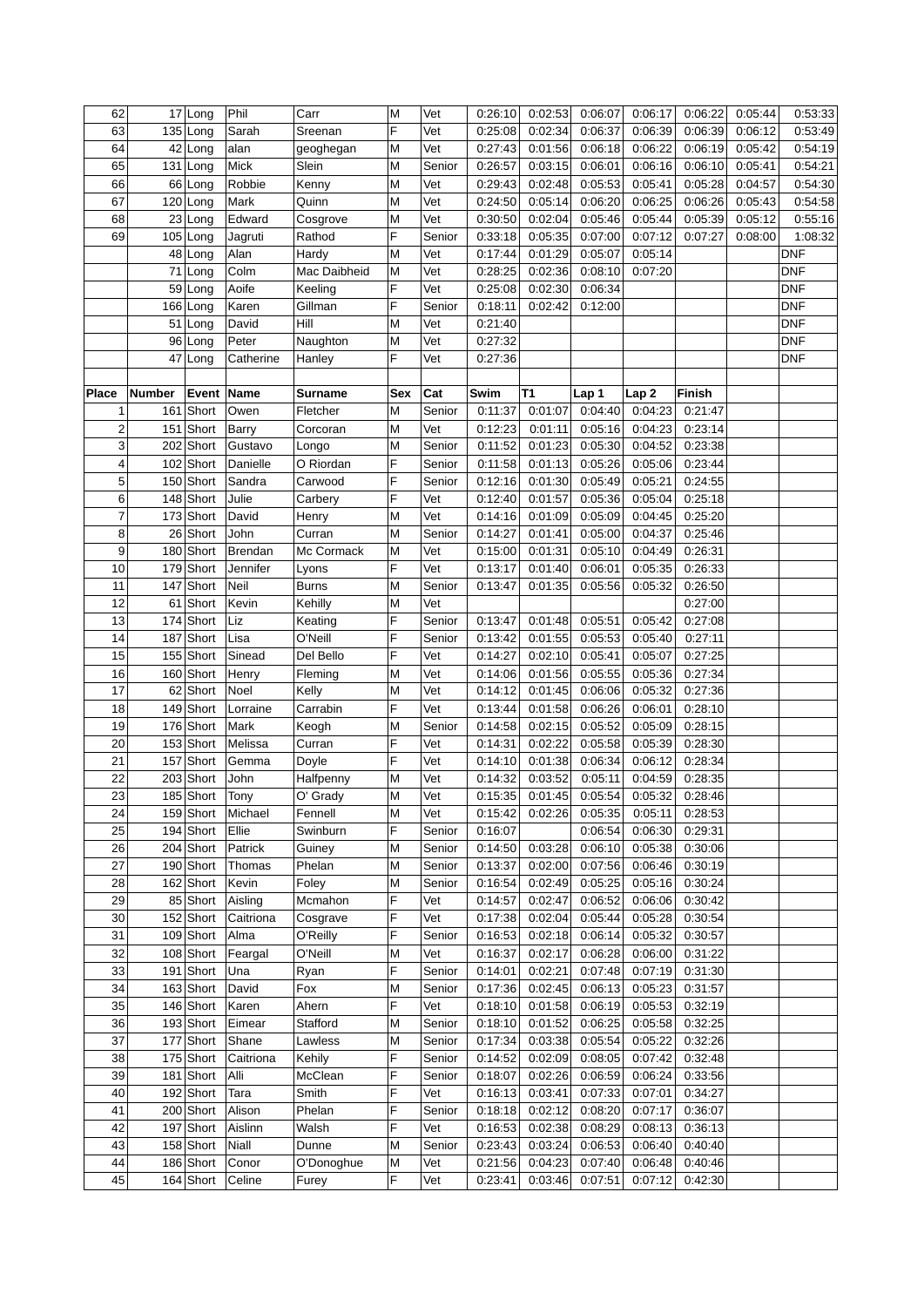| 62 | 17 | Long | Phil | Carr | M | Vet | 0:26:10 | 0:02:53 | 0:06:07 | 0:06:17 | 0:06:22 | 0:05:44 | 0:53:33 |
|---|---|---|---|---|---|---|---|---|---|---|---|---|---|
| 63 | 135 | Long | Sarah | Sreenan | F | Vet | 0:25:08 | 0:02:34 | 0:06:37 | 0:06:39 | 0:06:39 | 0:06:12 | 0:53:49 |
| 64 | 42 | Long | alan | geoghegan | M | Vet | 0:27:43 | 0:01:56 | 0:06:18 | 0:06:22 | 0:06:19 | 0:05:42 | 0:54:19 |
| 65 | 131 | Long | Mick | Slein | M | Senior | 0:26:57 | 0:03:15 | 0:06:01 | 0:06:16 | 0:06:10 | 0:05:41 | 0:54:21 |
| 66 | 66 | Long | Robbie | Kenny | M | Vet | 0:29:43 | 0:02:48 | 0:05:53 | 0:05:41 | 0:05:28 | 0:04:57 | 0:54:30 |
| 67 | 120 | Long | Mark | Quinn | M | Vet | 0:24:50 | 0:05:14 | 0:06:20 | 0:06:25 | 0:06:26 | 0:05:43 | 0:54:58 |
| 68 | 23 | Long | Edward | Cosgrove | M | Vet | 0:30:50 | 0:02:04 | 0:05:46 | 0:05:44 | 0:05:39 | 0:05:12 | 0:55:16 |
| 69 | 105 | Long | Jagruti | Rathod | F | Senior | 0:33:18 | 0:05:35 | 0:07:00 | 0:07:12 | 0:07:27 | 0:08:00 | 1:08:32 |
| | 48 | Long | Alan | Hardy | M | Vet | 0:17:44 | 0:01:29 | 0:05:07 | 0:05:14 | | | DNF |
| | 71 | Long | Colm | Mac Daibheid | M | Vet | 0:28:25 | 0:02:36 | 0:08:10 | 0:07:20 | | | DNF |
| | 59 | Long | Aoife | Keeling | F | Vet | 0:25:08 | 0:02:30 | 0:06:34 | | | | DNF |
| | 166 | Long | Karen | Gillman | F | Senior | 0:18:11 | 0:02:42 | 0:12:00 | | | | DNF |
| | 51 | Long | David | Hill | M | Vet | 0:21:40 | | | | | | DNF |
| | 96 | Long | Peter | Naughton | M | Vet | 0:27:32 | | | | | | DNF |
| | 47 | Long | Catherine | Hanley | F | Vet | 0:27:36 | | | | | | DNF |

| Place | Number | Event | Name | Surname | Sex | Cat | Swim | T1 | Lap 1 | Lap 2 | Finish |
|---|---|---|---|---|---|---|---|---|---|---|---|
| 1 | 161 | Short | Owen | Fletcher | M | Senior | 0:11:37 | 0:01:07 | 0:04:40 | 0:04:23 | 0:21:47 |
| 2 | 151 | Short | Barry | Corcoran | M | Vet | 0:12:23 | 0:01:11 | 0:05:16 | 0:04:23 | 0:23:14 |
| 3 | 202 | Short | Gustavo | Longo | M | Senior | 0:11:52 | 0:01:23 | 0:05:30 | 0:04:52 | 0:23:38 |
| 4 | 102 | Short | Danielle | O Riordan | F | Senior | 0:11:58 | 0:01:13 | 0:05:26 | 0:05:06 | 0:23:44 |
| 5 | 150 | Short | Sandra | Carwood | F | Senior | 0:12:16 | 0:01:30 | 0:05:49 | 0:05:21 | 0:24:55 |
| 6 | 148 | Short | Julie | Carbery | F | Vet | 0:12:40 | 0:01:57 | 0:05:36 | 0:05:04 | 0:25:18 |
| 7 | 173 | Short | David | Henry | M | Vet | 0:14:16 | 0:01:09 | 0:05:09 | 0:04:45 | 0:25:20 |
| 8 | 26 | Short | John | Curran | M | Senior | 0:14:27 | 0:01:41 | 0:05:00 | 0:04:37 | 0:25:46 |
| 9 | 180 | Short | Brendan | Mc Cormack | M | Vet | 0:15:00 | 0:01:31 | 0:05:10 | 0:04:49 | 0:26:31 |
| 10 | 179 | Short | Jennifer | Lyons | F | Vet | 0:13:17 | 0:01:40 | 0:06:01 | 0:05:35 | 0:26:33 |
| 11 | 147 | Short | Neil | Burns | M | Senior | 0:13:47 | 0:01:35 | 0:05:56 | 0:05:32 | 0:26:50 |
| 12 | 61 | Short | Kevin | Kehilly | M | Vet | | | | | 0:27:00 |
| 13 | 174 | Short | Liz | Keating | F | Senior | 0:13:47 | 0:01:48 | 0:05:51 | 0:05:42 | 0:27:08 |
| 14 | 187 | Short | Lisa | O'Neill | F | Senior | 0:13:42 | 0:01:55 | 0:05:53 | 0:05:40 | 0:27:11 |
| 15 | 155 | Short | Sinead | Del Bello | F | Vet | 0:14:27 | 0:02:10 | 0:05:41 | 0:05:07 | 0:27:25 |
| 16 | 160 | Short | Henry | Fleming | M | Vet | 0:14:06 | 0:01:56 | 0:05:55 | 0:05:36 | 0:27:34 |
| 17 | 62 | Short | Noel | Kelly | M | Vet | 0:14:12 | 0:01:45 | 0:06:06 | 0:05:32 | 0:27:36 |
| 18 | 149 | Short | Lorraine | Carrabin | F | Vet | 0:13:44 | 0:01:58 | 0:06:26 | 0:06:01 | 0:28:10 |
| 19 | 176 | Short | Mark | Keogh | M | Senior | 0:14:58 | 0:02:15 | 0:05:52 | 0:05:09 | 0:28:15 |
| 20 | 153 | Short | Melissa | Curran | F | Vet | 0:14:31 | 0:02:22 | 0:05:58 | 0:05:39 | 0:28:30 |
| 21 | 157 | Short | Gemma | Doyle | F | Vet | 0:14:10 | 0:01:38 | 0:06:34 | 0:06:12 | 0:28:34 |
| 22 | 203 | Short | John | Halfpenny | M | Vet | 0:14:32 | 0:03:52 | 0:05:11 | 0:04:59 | 0:28:35 |
| 23 | 185 | Short | Tony | O' Grady | M | Vet | 0:15:35 | 0:01:45 | 0:05:54 | 0:05:32 | 0:28:46 |
| 24 | 159 | Short | Michael | Fennell | M | Vet | 0:15:42 | 0:02:26 | 0:05:35 | 0:05:11 | 0:28:53 |
| 25 | 194 | Short | Ellie | Swinburn | F | Senior | 0:16:07 | | 0:06:54 | 0:06:30 | 0:29:31 |
| 26 | 204 | Short | Patrick | Guiney | M | Senior | 0:14:50 | 0:03:28 | 0:06:10 | 0:05:38 | 0:30:06 |
| 27 | 190 | Short | Thomas | Phelan | M | Senior | 0:13:37 | 0:02:00 | 0:07:56 | 0:06:46 | 0:30:19 |
| 28 | 162 | Short | Kevin | Foley | M | Senior | 0:16:54 | 0:02:49 | 0:05:25 | 0:05:16 | 0:30:24 |
| 29 | 85 | Short | Aisling | Mcmahon | F | Vet | 0:14:57 | 0:02:47 | 0:06:52 | 0:06:06 | 0:30:42 |
| 30 | 152 | Short | Caitriona | Cosgrave | F | Vet | 0:17:38 | 0:02:04 | 0:05:44 | 0:05:28 | 0:30:54 |
| 31 | 109 | Short | Alma | O'Reilly | F | Senior | 0:16:53 | 0:02:18 | 0:06:14 | 0:05:32 | 0:30:57 |
| 32 | 108 | Short | Feargal | O'Neill | M | Vet | 0:16:37 | 0:02:17 | 0:06:28 | 0:06:00 | 0:31:22 |
| 33 | 191 | Short | Una | Ryan | F | Senior | 0:14:01 | 0:02:21 | 0:07:48 | 0:07:19 | 0:31:30 |
| 34 | 163 | Short | David | Fox | M | Senior | 0:17:36 | 0:02:45 | 0:06:13 | 0:05:23 | 0:31:57 |
| 35 | 146 | Short | Karen | Ahern | F | Vet | 0:18:10 | 0:01:58 | 0:06:19 | 0:05:53 | 0:32:19 |
| 36 | 193 | Short | Eimear | Stafford | M | Senior | 0:18:10 | 0:01:52 | 0:06:25 | 0:05:58 | 0:32:25 |
| 37 | 177 | Short | Shane | Lawless | M | Senior | 0:17:34 | 0:03:38 | 0:05:54 | 0:05:22 | 0:32:26 |
| 38 | 175 | Short | Caitriona | Kehily | F | Senior | 0:14:52 | 0:02:09 | 0:08:05 | 0:07:42 | 0:32:48 |
| 39 | 181 | Short | Alli | McClean | F | Senior | 0:18:07 | 0:02:26 | 0:06:59 | 0:06:24 | 0:33:56 |
| 40 | 192 | Short | Tara | Smith | F | Vet | 0:16:13 | 0:03:41 | 0:07:33 | 0:07:01 | 0:34:27 |
| 41 | 200 | Short | Alison | Phelan | F | Senior | 0:18:18 | 0:02:12 | 0:08:20 | 0:07:17 | 0:36:07 |
| 42 | 197 | Short | Aislinn | Walsh | F | Vet | 0:16:53 | 0:02:38 | 0:08:29 | 0:08:13 | 0:36:13 |
| 43 | 158 | Short | Niall | Dunne | M | Senior | 0:23:43 | 0:03:24 | 0:06:53 | 0:06:40 | 0:40:40 |
| 44 | 186 | Short | Conor | O'Donoghue | M | Vet | 0:21:56 | 0:04:23 | 0:07:40 | 0:06:48 | 0:40:46 |
| 45 | 164 | Short | Celine | Furey | F | Vet | 0:23:41 | 0:03:46 | 0:07:51 | 0:07:12 | 0:42:30 |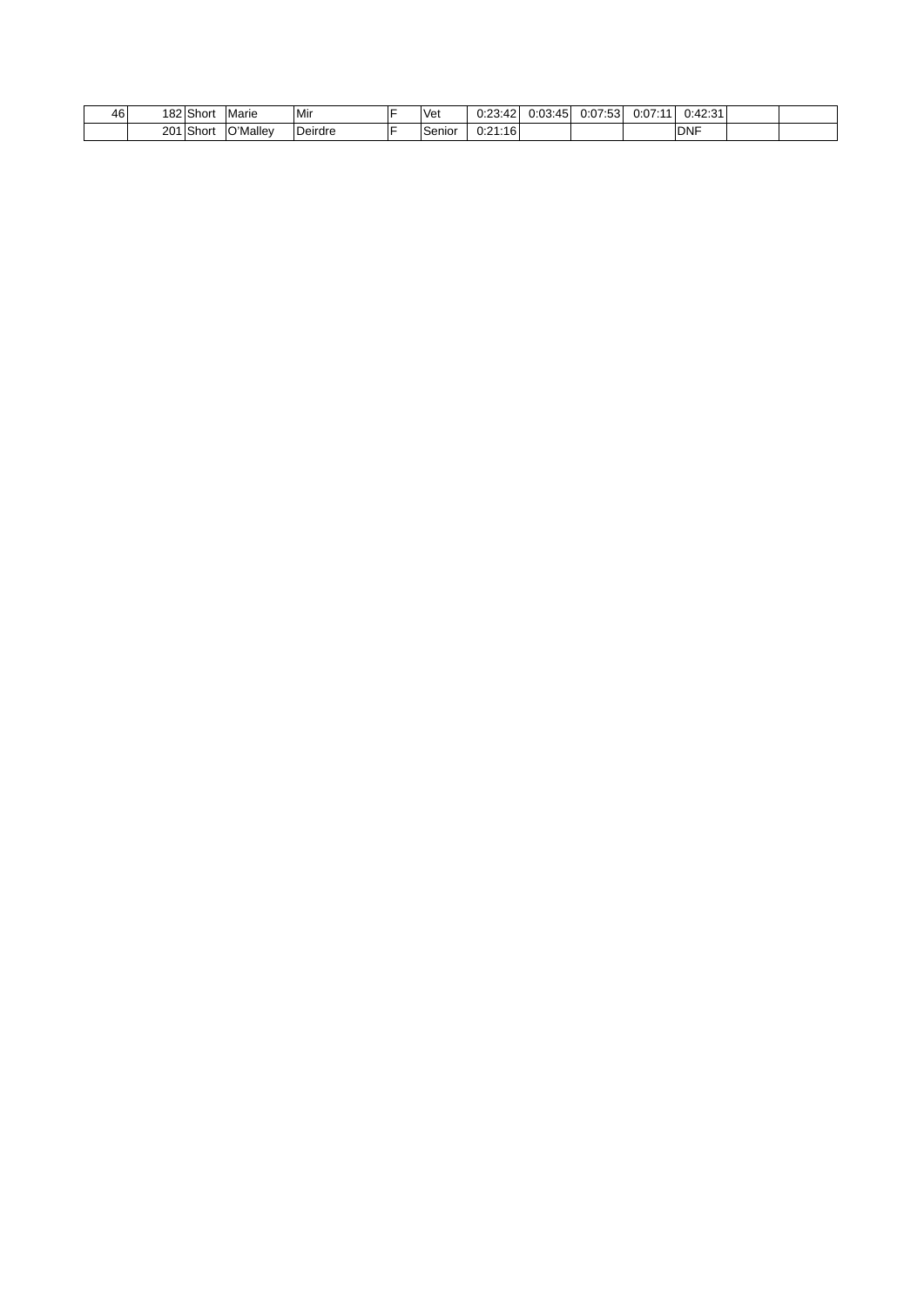| | | | | | | | | | | | | | |
|---|---|---|---|---|---|---|---|---|---|---|---|---|---|
| 46 | 182 | Short | Marie | Mir | F | Vet | 0:23:42 | 0:03:45 | 0:07:53 | 0:07:11 | 0:42:31 | | |
| | 201 | Short | O'Malley | Deirdre | F | Senior | 0:21:16 | | | | DNF | | |